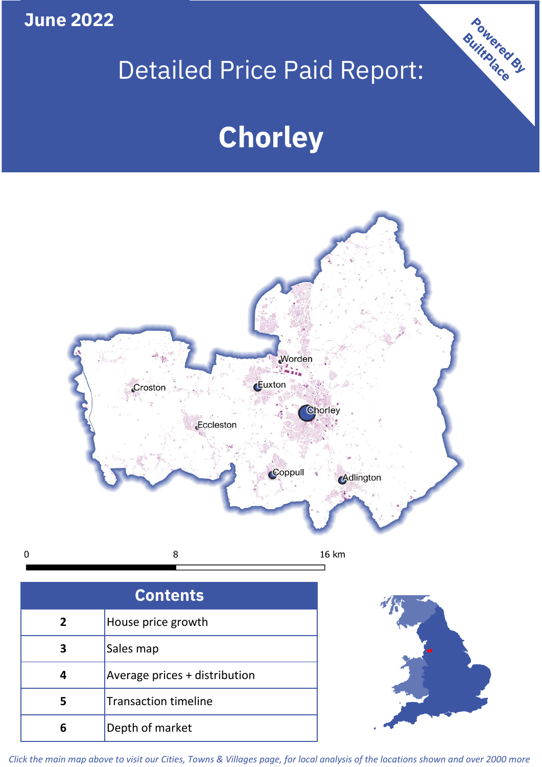June 2022

# Detailed Price Paid Report:

# Chorley

Powered By BuiltPlace

Worden

Euxton

Croston

Chorley

Eccleston

Coppull

Adlington

0 8 16 km

| Contents | |
|---|---|
| 2 | House price growth |
| 3 | Sales map |
| 4 | Average prices + distribution |
| 5 | Transaction timeline |
| 6 | Depth of market |

*Click the main map above to visit our Cities, Towns & Villages page, for local analysis of the locations shown and over 2000 more*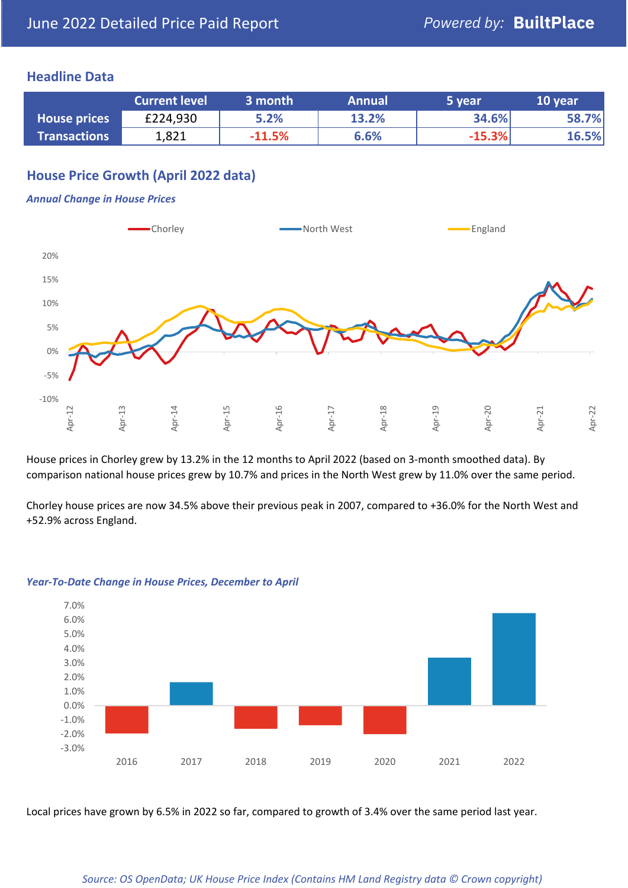# June 2022 Detailed Price Paid Report

*Powered by:* **BuiltPlace**

## Headline Data

| | Current level | 3 month | Annual | 5 year | 10 year |
|---|---|---|---|---|---|
| **House prices** | £224,930 | 5.2% | 13.2% | 34.6% | 58.7% |
| **Transactions** | 1,821 | -11.5% | 6.6% | -15.3% | 16.5% |

## House Price Growth (April 2022 data)

***Annual Change in House Prices***

House prices in Chorley grew by 13.2% in the 12 months to April 2022 (based on 3-month smoothed data). By comparison national house prices grew by 10.7% and prices in the North West grew by 11.0% over the same period.

Chorley house prices are now 34.5% above their previous peak in 2007, compared to +36.0% for the North West and +52.9% across England.

***Year-To-Date Change in House Prices, December to April***

Local prices have grown by 6.5% in 2022 so far, compared to growth of 3.4% over the same period last year.

*Source: OS OpenData; UK House Price Index (Contains HM Land Registry data © Crown copyright)*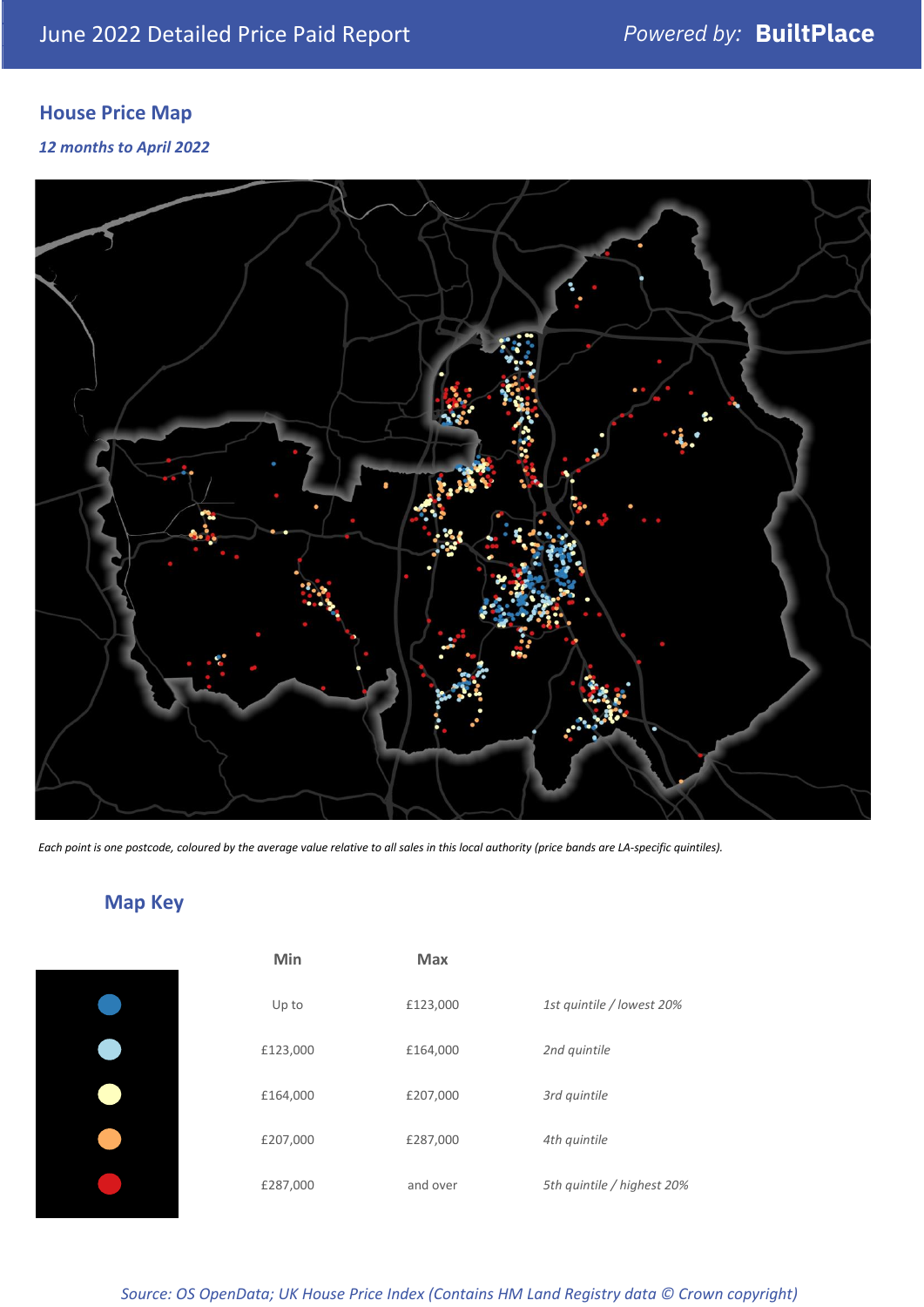June 2022 Detailed Price Paid Report

Powered by: **BuiltPlace**

## House Price Map

*12 months to April 2022*

*Each point is one postcode, coloured by the average value relative to all sales in this local authority (price bands are LA-specific quintiles).*

## Map Key

| Min | Max | |
|---|---|---|
| Up to | £123,000 | *1st quintile / lowest 20%* |
| £123,000 | £164,000 | *2nd quintile* |
| £164,000 | £207,000 | *3rd quintile* |
| £207,000 | £287,000 | *4th quintile* |
| £287,000 | and over | *5th quintile / highest 20%* |

*Source: OS OpenData; UK House Price Index (Contains HM Land Registry data © Crown copyright)*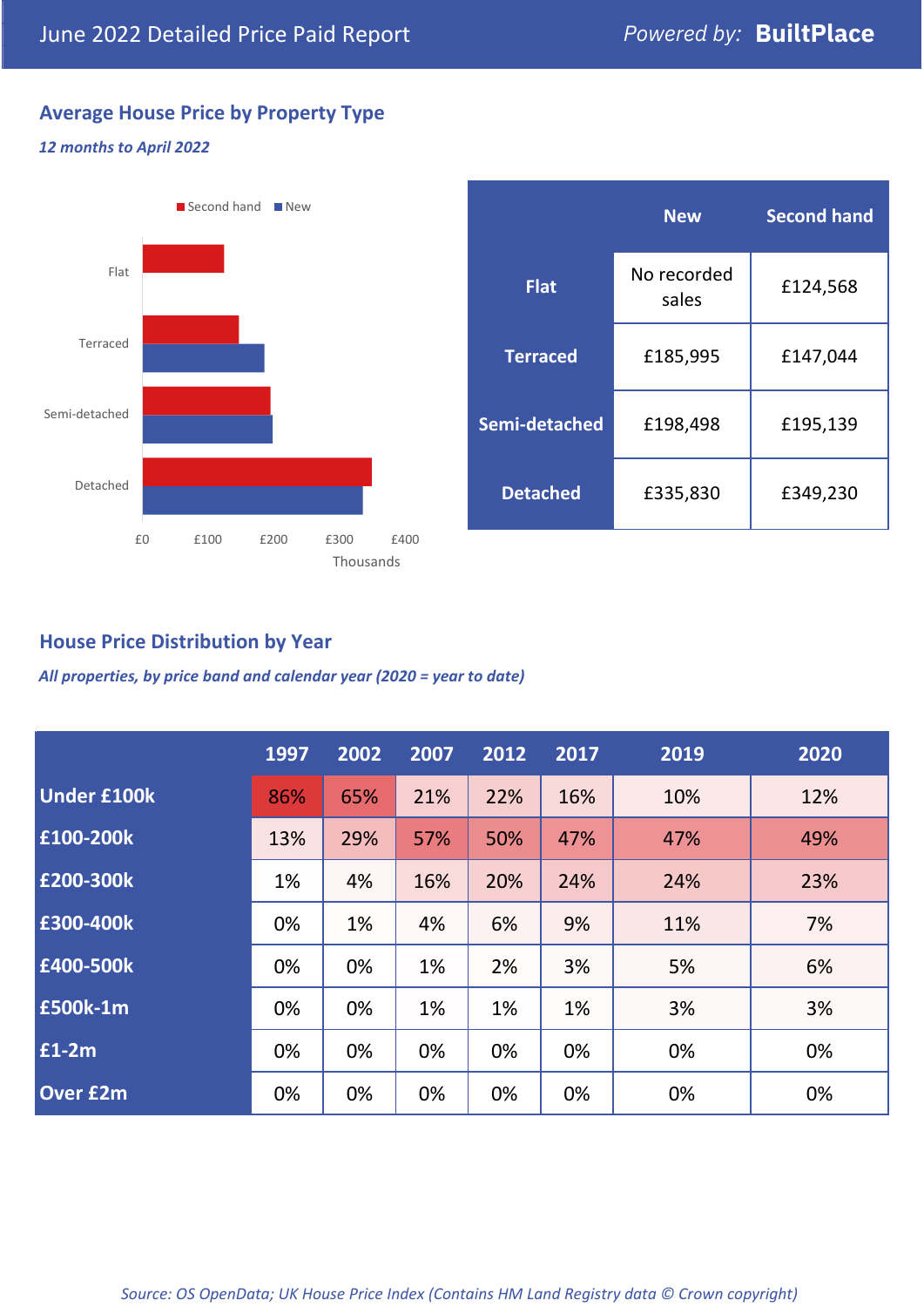# June 2022 Detailed Price Paid Report

Powered by: **BuiltPlace**

## Average House Price by Property Type

*12 months to April 2022*

Second hand ■ New ■

Flat

Terraced

Semi-detached

Detached

£0 £100 £200 £300 £400

Thousands

| | New | Second hand |
|---|---|---|
| **Flat** | No recorded sales | £124,568 |
| **Terraced** | £185,995 | £147,044 |
| **Semi-detached** | £198,498 | £195,139 |
| **Detached** | £335,830 | £349,230 |

## House Price Distribution by Year

*All properties, by price band and calendar year (2020 = year to date)*

| | 1997 | 2002 | 2007 | 2012 | 2017 | 2019 | 2020 |
|---|---|---|---|---|---|---|---|
| **Under £100k** | 86% | 65% | 21% | 22% | 16% | 10% | 12% |
| **£100-200k** | 13% | 29% | 57% | 50% | 47% | 47% | 49% |
| **£200-300k** | 1% | 4% | 16% | 20% | 24% | 24% | 23% |
| **£300-400k** | 0% | 1% | 4% | 6% | 9% | 11% | 7% |
| **£400-500k** | 0% | 0% | 1% | 2% | 3% | 5% | 6% |
| **£500k-1m** | 0% | 0% | 1% | 1% | 1% | 3% | 3% |
| **£1-2m** | 0% | 0% | 0% | 0% | 0% | 0% | 0% |
| **Over £2m** | 0% | 0% | 0% | 0% | 0% | 0% | 0% |

*Source: OS OpenData; UK House Price Index (Contains HM Land Registry data © Crown copyright)*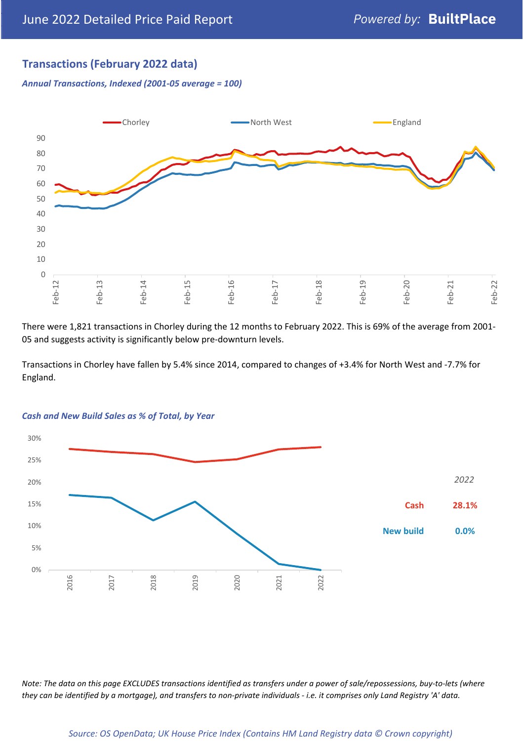## Transactions (February 2022 data)

*Annual Transactions, Indexed (2001-05 average = 100)*

There were 1,821 transactions in Chorley during the 12 months to February 2022. This is 69% of the average from 2001-05 and suggests activity is significantly below pre-downturn levels.

Transactions in Chorley have fallen by 5.4% since 2014, compared to changes of +3.4% for North West and -7.7% for England.

*Cash and New Build Sales as % of Total, by Year*

| *2022* | |
|---|---|
| Cash | 28.1% |
| New build | 0.0% |

*Note: The data on this page EXCLUDES transactions identified as transfers under a power of sale/repossessions, buy-to-lets (where they can be identified by a mortgage), and transfers to non-private individuals - i.e. it comprises only Land Registry 'A' data.*

*Source: OS OpenData; UK House Price Index (Contains HM Land Registry data © Crown copyright)*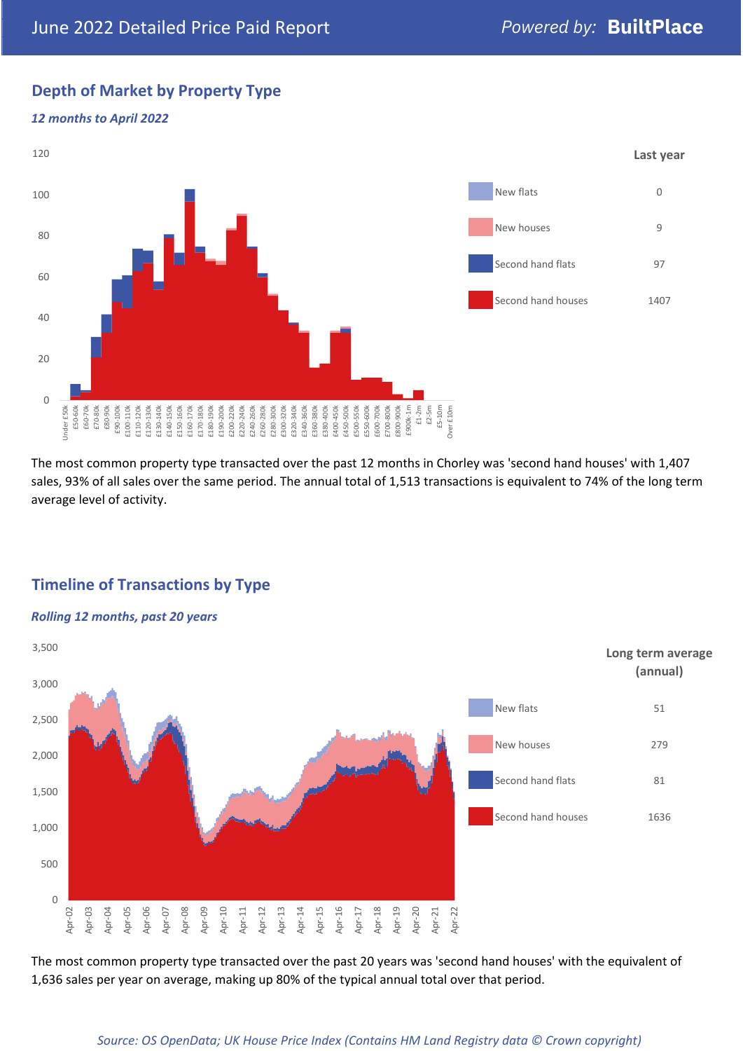June 2022 Detailed Price Paid Report

Powered by: **BuiltPlace**

## Depth of Market by Property Type

*12 months to April 2022*

120
100
80
60
40
20
0

Under £50k, £50-60k, £60-70k, £70-80k, £80-90k, £90-100k, £100-110k, £110-120k, £120-130k, £130-140k, £140-150k, £150-160k, £160-170k, £170-180k, £180-190k, £190-200k, £200-220k, £220-240k, £240-260k, £260-280k, £280-300k, £300-320k, £320-340k, £340-360k, £360-380k, £380-400k, £400-450k, £450-500k, £500-550k, £550-600k, £600-700k, £700-800k, £800-900k, £900k-1m, £1-2m, £2-5m, £5-10m, Over £10m

Last year

New flats 0
New houses 9
Second hand flats 97
Second hand houses 1407

The most common property type transacted over the past 12 months in Chorley was 'second hand houses' with 1,407 sales, 93% of all sales over the same period. The annual total of 1,513 transactions is equivalent to 74% of the long term average level of activity.

## Timeline of Transactions by Type

*Rolling 12 months, past 20 years*

3,500
3,000
2,500
2,000
1,500
1,000
500
0

Apr-02, Apr-03, Apr-04, Apr-05, Apr-06, Apr-07, Apr-08, Apr-09, Apr-10, Apr-11, Apr-12, Apr-13, Apr-14, Apr-15, Apr-16, Apr-17, Apr-18, Apr-19, Apr-20, Apr-21, Apr-22

Long term average (annual)

New flats 51
New houses 279
Second hand flats 81
Second hand houses 1636

The most common property type transacted over the past 20 years was 'second hand houses' with the equivalent of 1,636 sales per year on average, making up 80% of the typical annual total over that period.

*Source: OS OpenData; UK House Price Index (Contains HM Land Registry data © Crown copyright)*